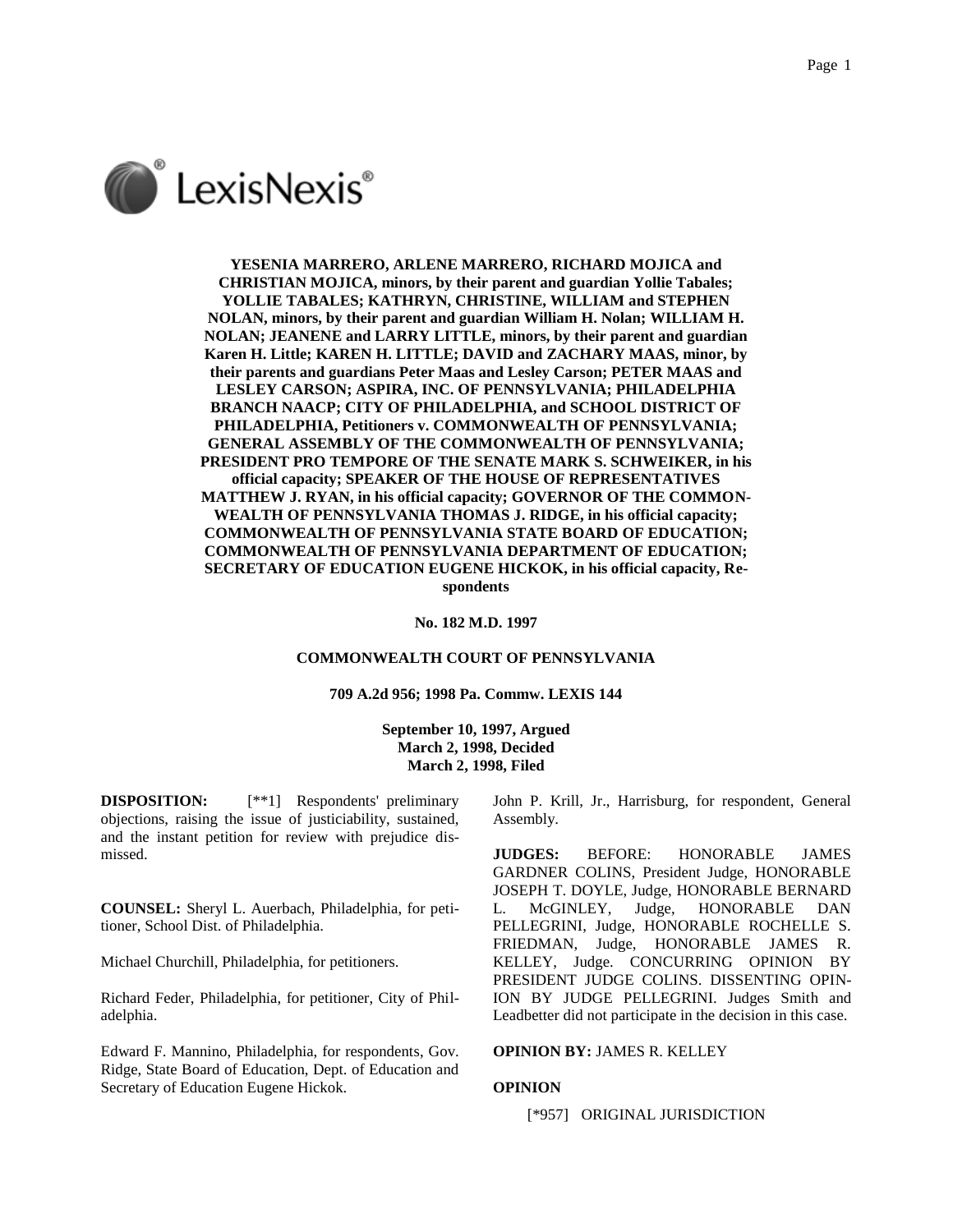**YESENIA MARRERO, ARLENE MARRERO, RICHARD MOJICA and CHRISTIAN MOJICA, minors, by their parent and guardian Yollie Tabales; YOLLIE TABALES; KATHRYN, CHRISTINE, WILLIAM and STEPHEN NOLAN, minors, by their parent and guardian William H. Nolan; WILLIAM H. NOLAN; JEANENE and LARRY LITTLE, minors, by their parent and guardian Karen H. Little; KAREN H. LITTLE; DAVID and ZACHARY MAAS, minor, by their parents and guardians Peter Maas and Lesley Carson; PETER MAAS and LESLEY CARSON; ASPIRA, INC. OF PENNSYLVANIA; PHILADELPHIA BRANCH NAACP; CITY OF PHILADELPHIA, and SCHOOL DISTRICT OF PHILADELPHIA, Petitioners v. COMMONWEALTH OF PENNSYLVANIA; GENERAL ASSEMBLY OF THE COMMONWEALTH OF PENNSYLVANIA; PRESIDENT PRO TEMPORE OF THE SENATE MARK S. SCHWEIKER, in his official capacity; SPEAKER OF THE HOUSE OF REPRESENTATIVES MATTHEW J. RYAN, in his official capacity; GOVERNOR OF THE COMMONWEALTH OF PENNSYLVANIA THOMAS J. RIDGE, in his official capacity; COMMONWEALTH OF PENNSYLVANIA STATE BOARD OF EDUCATION; COMMONWEALTH OF PENNSYLVANIA DEPARTMENT OF EDUCATION; SECRETARY OF EDUCATION EUGENE HICKOK, in his official capacity, Respondents**

**No. 182 M.D. 1997**

**COMMONWEALTH COURT OF PENNSYLVANIA**

**709 A.2d 956; 1998 Pa. Commw. LEXIS 144**

**September 10, 1997, Argued**
**March 2, 1998, Decided**
**March 2, 1998, Filed**

**DISPOSITION:** [**1] Respondents' preliminary objections, raising the issue of justiciability, sustained, and the instant petition for review with prejudice dismissed.

**COUNSEL:** Sheryl L. Auerbach, Philadelphia, for petitioner, School Dist. of Philadelphia.

Michael Churchill, Philadelphia, for petitioners.

Richard Feder, Philadelphia, for petitioner, City of Philadelphia.

Edward F. Mannino, Philadelphia, for respondents, Gov. Ridge, State Board of Education, Dept. of Education and Secretary of Education Eugene Hickok.

John P. Krill, Jr., Harrisburg, for respondent, General Assembly.

**JUDGES:** BEFORE: HONORABLE JAMES GARDNER COLINS, President Judge, HONORABLE JOSEPH T. DOYLE, Judge, HONORABLE BERNARD L. McGINLEY, Judge, HONORABLE DAN PELLEGRINI, Judge, HONORABLE ROCHELLE S. FRIEDMAN, Judge, HONORABLE JAMES R. KELLEY, Judge. CONCURRING OPINION BY PRESIDENT JUDGE COLINS. DISSENTING OPINION BY JUDGE PELLEGRINI. Judges Smith and Leadbetter did not participate in the decision in this case.

**OPINION BY:** JAMES R. KELLEY

**OPINION**

[*957] ORIGINAL JURISDICTION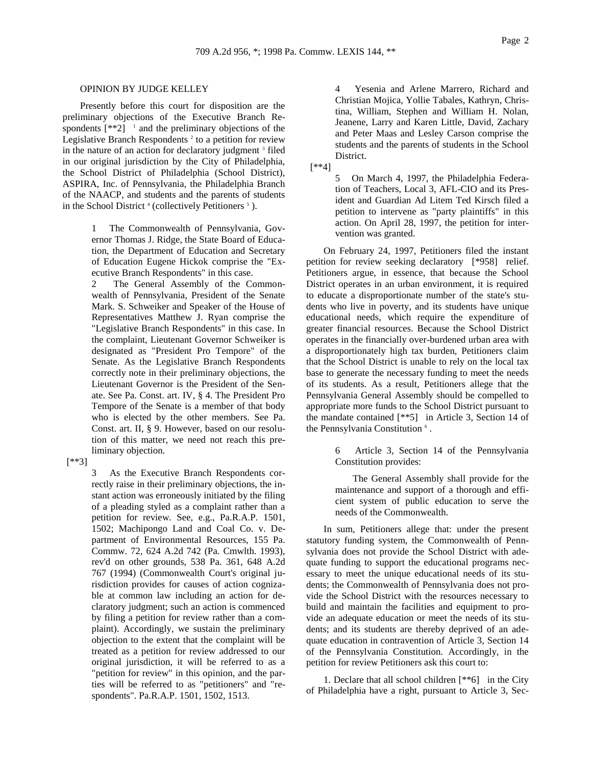OPINION BY JUDGE KELLEY

Presently before this court for disposition are the preliminary objections of the Executive Branch Respondents [**2] [1] and the preliminary objections of the Legislative Branch Respondents [2] to a petition for review in the nature of an action for declaratory judgment [3] filed in our original jurisdiction by the City of Philadelphia, the School District of Philadelphia (School District), ASPIRA, Inc. of Pennsylvania, the Philadelphia Branch of the NAACP, and students and the parents of students in the School District [4] (collectively Petitioners [5] ).

> 1 The Commonwealth of Pennsylvania, Governor Thomas J. Ridge, the State Board of Education, the Department of Education and Secretary of Education Eugene Hickok comprise the "Executive Branch Respondents" in this case.
>
> 2 The General Assembly of the Commonwealth of Pennsylvania, President of the Senate Mark. S. Schweiker and Speaker of the House of Representatives Matthew J. Ryan comprise the "Legislative Branch Respondents" in this case. In the complaint, Lieutenant Governor Schweiker is designated as "President Pro Tempore" of the Senate. As the Legislative Branch Respondents correctly note in their preliminary objections, the Lieutenant Governor is the President of the Senate. See Pa. Const. art. IV, § 4. The President Pro Tempore of the Senate is a member of that body who is elected by the other members. See Pa. Const. art. II, § 9. However, based on our resolution of this matter, we need not reach this preliminary objection.

[**3]

> 3 As the Executive Branch Respondents correctly raise in their preliminary objections, the instant action was erroneously initiated by the filing of a pleading styled as a complaint rather than a petition for review. See, e.g., Pa.R.A.P. 1501, 1502; Machipongo Land and Coal Co. v. Department of Environmental Resources, 155 Pa. Commw. 72, 624 A.2d 742 (Pa. Cmwlth. 1993), rev'd on other grounds, 538 Pa. 361, 648 A.2d 767 (1994) (Commonwealth Court's original jurisdiction provides for causes of action cognizable at common law including an action for declaratory judgment; such an action is commenced by filing a petition for review rather than a complaint). Accordingly, we sustain the preliminary objection to the extent that the complaint will be treated as a petition for review addressed to our original jurisdiction, it will be referred to as a "petition for review" in this opinion, and the parties will be referred to as "petitioners" and "respondents". Pa.R.A.P. 1501, 1502, 1513.
>
> 4 Yesenia and Arlene Marrero, Richard and Christian Mojica, Yollie Tabales, Kathryn, Christina, William, Stephen and William H. Nolan, Jeanene, Larry and Karen Little, David, Zachary and Peter Maas and Lesley Carson comprise the students and the parents of students in the School District.

[**4]

> 5 On March 4, 1997, the Philadelphia Federation of Teachers, Local 3, AFL-CIO and its President and Guardian Ad Litem Ted Kirsch filed a petition to intervene as "party plaintiffs" in this action. On April 28, 1997, the petition for intervention was granted.

On February 24, 1997, Petitioners filed the instant petition for review seeking declaratory [*958] relief. Petitioners argue, in essence, that because the School District operates in an urban environment, it is required to educate a disproportionate number of the state's students who live in poverty, and its students have unique educational needs, which require the expenditure of greater financial resources. Because the School District operates in the financially over-burdened urban area with a disproportionately high tax burden, Petitioners claim that the School District is unable to rely on the local tax base to generate the necessary funding to meet the needs of its students. As a result, Petitioners allege that the Pennsylvania General Assembly should be compelled to appropriate more funds to the School District pursuant to the mandate contained [**5] in Article 3, Section 14 of the Pennsylvania Constitution [6] .

> 6 Article 3, Section 14 of the Pennsylvania Constitution provides:
>
> > The General Assembly shall provide for the maintenance and support of a thorough and efficient system of public education to serve the needs of the Commonwealth.

In sum, Petitioners allege that: under the present statutory funding system, the Commonwealth of Pennsylvania does not provide the School District with adequate funding to support the educational programs necessary to meet the unique educational needs of its students; the Commonwealth of Pennsylvania does not provide the School District with the resources necessary to build and maintain the facilities and equipment to provide an adequate education or meet the needs of its students; and its students are thereby deprived of an adequate education in contravention of Article 3, Section 14 of the Pennsylvania Constitution. Accordingly, in the petition for review Petitioners ask this court to:

1. Declare that all school children [**6] in the City of Philadelphia have a right, pursuant to Article 3, Sec-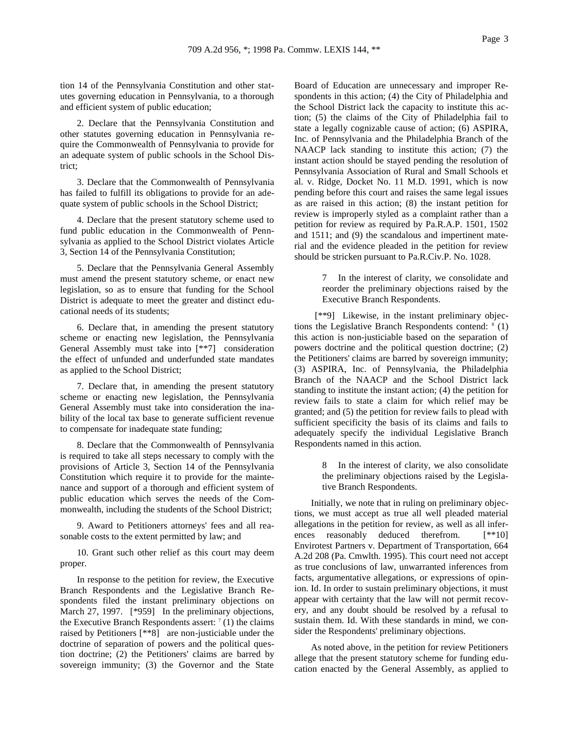tion 14 of the Pennsylvania Constitution and other statutes governing education in Pennsylvania, to a thorough and efficient system of public education;

2. Declare that the Pennsylvania Constitution and other statutes governing education in Pennsylvania require the Commonwealth of Pennsylvania to provide for an adequate system of public schools in the School District;

3. Declare that the Commonwealth of Pennsylvania has failed to fulfill its obligations to provide for an adequate system of public schools in the School District;

4. Declare that the present statutory scheme used to fund public education in the Commonwealth of Pennsylvania as applied to the School District violates Article 3, Section 14 of the Pennsylvania Constitution;

5. Declare that the Pennsylvania General Assembly must amend the present statutory scheme, or enact new legislation, so as to ensure that funding for the School District is adequate to meet the greater and distinct educational needs of its students;

6. Declare that, in amending the present statutory scheme or enacting new legislation, the Pennsylvania General Assembly must take into [**7] consideration the effect of unfunded and underfunded state mandates as applied to the School District;

7. Declare that, in amending the present statutory scheme or enacting new legislation, the Pennsylvania General Assembly must take into consideration the inability of the local tax base to generate sufficient revenue to compensate for inadequate state funding;

8. Declare that the Commonwealth of Pennsylvania is required to take all steps necessary to comply with the provisions of Article 3, Section 14 of the Pennsylvania Constitution which require it to provide for the maintenance and support of a thorough and efficient system of public education which serves the needs of the Commonwealth, including the students of the School District;

9. Award to Petitioners attorneys' fees and all reasonable costs to the extent permitted by law; and

10. Grant such other relief as this court may deem proper.

In response to the petition for review, the Executive Branch Respondents and the Legislative Branch Respondents filed the instant preliminary objections on March 27, 1997. [*959] In the preliminary objections, the Executive Branch Respondents assert: [7] (1) the claims raised by Petitioners [**8] are non-justiciable under the doctrine of separation of powers and the political question doctrine; (2) the Petitioners' claims are barred by sovereign immunity; (3) the Governor and the State Board of Education are unnecessary and improper Respondents in this action; (4) the City of Philadelphia and the School District lack the capacity to institute this action; (5) the claims of the City of Philadelphia fail to state a legally cognizable cause of action; (6) ASPIRA, Inc. of Pennsylvania and the Philadelphia Branch of the NAACP lack standing to institute this action; (7) the instant action should be stayed pending the resolution of Pennsylvania Association of Rural and Small Schools et al. v. Ridge, Docket No. 11 M.D. 1991, which is now pending before this court and raises the same legal issues as are raised in this action; (8) the instant petition for review is improperly styled as a complaint rather than a petition for review as required by Pa.R.A.P. 1501, 1502 and 1511; and (9) the scandalous and impertinent material and the evidence pleaded in the petition for review should be stricken pursuant to Pa.R.Civ.P. No. 1028.

> 7 In the interest of clarity, we consolidate and reorder the preliminary objections raised by the Executive Branch Respondents.

[**9] Likewise, in the instant preliminary objections the Legislative Branch Respondents contend: [8] (1) this action is non-justiciable based on the separation of powers doctrine and the political question doctrine; (2) the Petitioners' claims are barred by sovereign immunity; (3) ASPIRA, Inc. of Pennsylvania, the Philadelphia Branch of the NAACP and the School District lack standing to institute the instant action; (4) the petition for review fails to state a claim for which relief may be granted; and (5) the petition for review fails to plead with sufficient specificity the basis of its claims and fails to adequately specify the individual Legislative Branch Respondents named in this action.

> 8 In the interest of clarity, we also consolidate the preliminary objections raised by the Legislative Branch Respondents.

Initially, we note that in ruling on preliminary objections, we must accept as true all well pleaded material allegations in the petition for review, as well as all inferences reasonably deduced therefrom. [**10] Envirotest Partners v. Department of Transportation, 664 A.2d 208 (Pa. Cmwlth. 1995). This court need not accept as true conclusions of law, unwarranted inferences from facts, argumentative allegations, or expressions of opinion. Id. In order to sustain preliminary objections, it must appear with certainty that the law will not permit recovery, and any doubt should be resolved by a refusal to sustain them. Id. With these standards in mind, we consider the Respondents' preliminary objections.

As noted above, in the petition for review Petitioners allege that the present statutory scheme for funding education enacted by the General Assembly, as applied to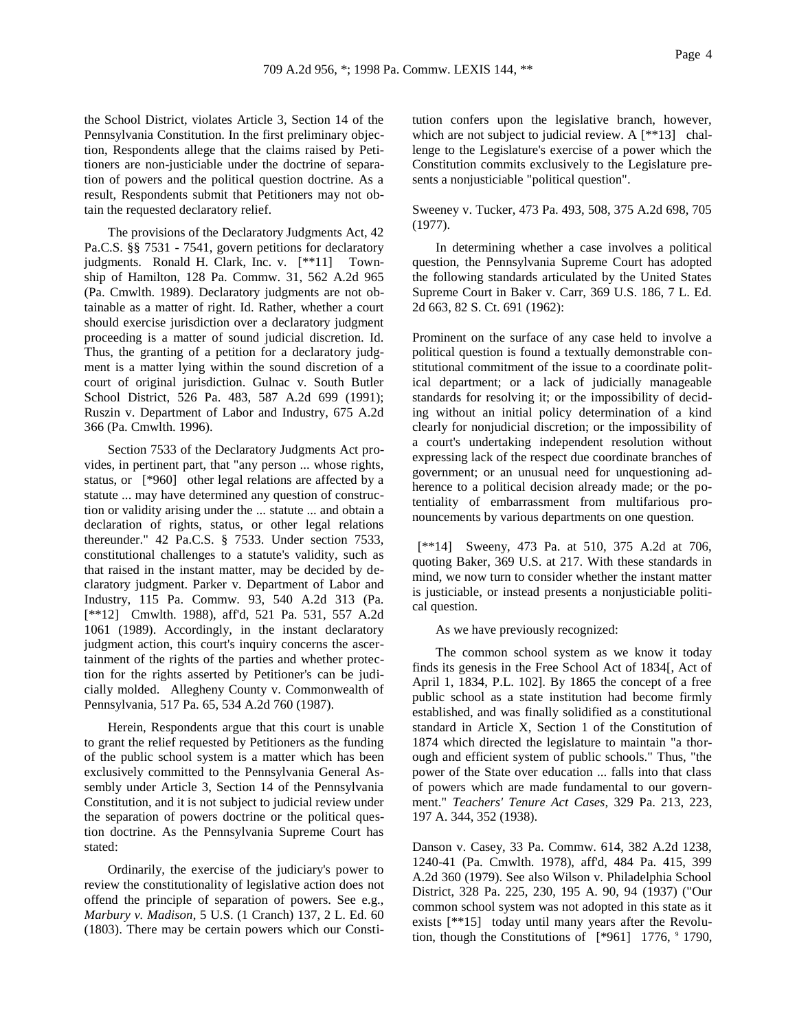the School District, violates Article 3, Section 14 of the Pennsylvania Constitution. In the first preliminary objection, Respondents allege that the claims raised by Petitioners are non-justiciable under the doctrine of separation of powers and the political question doctrine. As a result, Respondents submit that Petitioners may not obtain the requested declaratory relief.

The provisions of the Declaratory Judgments Act, 42 Pa.C.S. §§ 7531 - 7541, govern petitions for declaratory judgments. Ronald H. Clark, Inc. v. [**11] Township of Hamilton, 128 Pa. Commw. 31, 562 A.2d 965 (Pa. Cmwlth. 1989). Declaratory judgments are not obtainable as a matter of right. Id. Rather, whether a court should exercise jurisdiction over a declaratory judgment proceeding is a matter of sound judicial discretion. Id. Thus, the granting of a petition for a declaratory judgment is a matter lying within the sound discretion of a court of original jurisdiction. Gulnac v. South Butler School District, 526 Pa. 483, 587 A.2d 699 (1991); Ruszin v. Department of Labor and Industry, 675 A.2d 366 (Pa. Cmwlth. 1996).

Section 7533 of the Declaratory Judgments Act provides, in pertinent part, that "any person ... whose rights, status, or [*960] other legal relations are affected by a statute ... may have determined any question of construction or validity arising under the ... statute ... and obtain a declaration of rights, status, or other legal relations thereunder." 42 Pa.C.S. § 7533. Under section 7533, constitutional challenges to a statute's validity, such as that raised in the instant matter, may be decided by declaratory judgment. Parker v. Department of Labor and Industry, 115 Pa. Commw. 93, 540 A.2d 313 (Pa. [**12] Cmwlth. 1988), aff'd, 521 Pa. 531, 557 A.2d 1061 (1989). Accordingly, in the instant declaratory judgment action, this court's inquiry concerns the ascertainment of the rights of the parties and whether protection for the rights asserted by Petitioner's can be judicially molded. Allegheny County v. Commonwealth of Pennsylvania, 517 Pa. 65, 534 A.2d 760 (1987).

Herein, Respondents argue that this court is unable to grant the relief requested by Petitioners as the funding of the public school system is a matter which has been exclusively committed to the Pennsylvania General Assembly under Article 3, Section 14 of the Pennsylvania Constitution, and it is not subject to judicial review under the separation of powers doctrine or the political question doctrine. As the Pennsylvania Supreme Court has stated:

> Ordinarily, the exercise of the judiciary's power to review the constitutionality of legislative action does not offend the principle of separation of powers. See e.g., *Marbury v. Madison*, 5 U.S. (1 Cranch) 137, 2 L. Ed. 60 (1803). There may be certain powers which our Constitution confers upon the legislative branch, however, which are not subject to judicial review. A [**13] challenge to the Legislature's exercise of a power which the Constitution commits exclusively to the Legislature presents a nonjusticiable "political question".

Sweeney v. Tucker, 473 Pa. 493, 508, 375 A.2d 698, 705 (1977).

In determining whether a case involves a political question, the Pennsylvania Supreme Court has adopted the following standards articulated by the United States Supreme Court in Baker v. Carr, 369 U.S. 186, 7 L. Ed. 2d 663, 82 S. Ct. 691 (1962):

> Prominent on the surface of any case held to involve a political question is found a textually demonstrable constitutional commitment of the issue to a coordinate political department; or a lack of judicially manageable standards for resolving it; or the impossibility of deciding without an initial policy determination of a kind clearly for nonjudicial discretion; or the impossibility of a court's undertaking independent resolution without expressing lack of the respect due coordinate branches of government; or an unusual need for unquestioning adherence to a political decision already made; or the potentiality of embarrassment from multifarious pronouncements by various departments on one question.

[**14] Sweeny, 473 Pa. at 510, 375 A.2d at 706, quoting Baker, 369 U.S. at 217. With these standards in mind, we now turn to consider whether the instant matter is justiciable, or instead presents a nonjusticiable political question.

As we have previously recognized:

> The common school system as we know it today finds its genesis in the Free School Act of 1834[, Act of April 1, 1834, P.L. 102]. By 1865 the concept of a free public school as a state institution had become firmly established, and was finally solidified as a constitutional standard in Article X, Section 1 of the Constitution of 1874 which directed the legislature to maintain "a thorough and efficient system of public schools." Thus, "the power of the State over education ... falls into that class of powers which are made fundamental to our government." *Teachers' Tenure Act Cases*, 329 Pa. 213, 223, 197 A. 344, 352 (1938).

Danson v. Casey, 33 Pa. Commw. 614, 382 A.2d 1238, 1240-41 (Pa. Cmwlth. 1978), aff'd, 484 Pa. 415, 399 A.2d 360 (1979). See also Wilson v. Philadelphia School District, 328 Pa. 225, 230, 195 A. 90, 94 (1937) ("Our common school system was not adopted in this state as it exists [**15] today until many years after the Revolution, though the Constitutions of [*961] 1776, [9] 1790,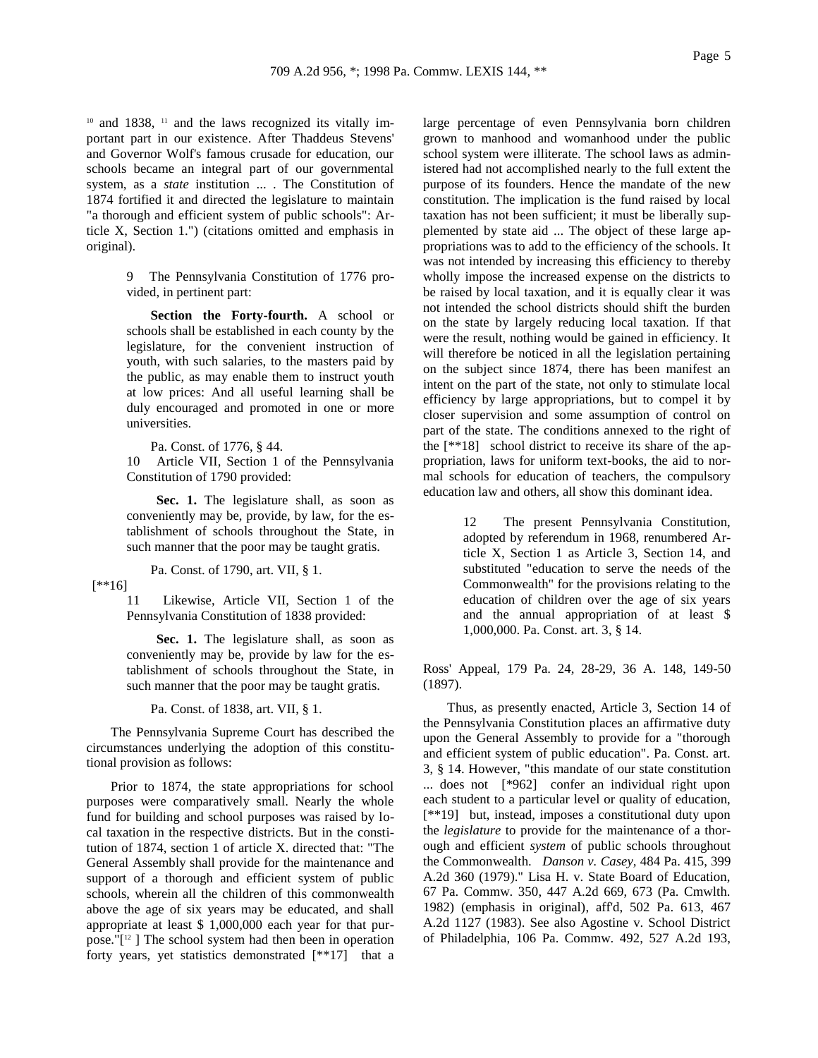[10] and 1838, [11] and the laws recognized its vitally important part in our existence. After Thaddeus Stevens' and Governor Wolf's famous crusade for education, our schools became an integral part of our governmental system, as a *state* institution ... . The Constitution of 1874 fortified it and directed the legislature to maintain "a thorough and efficient system of public schools": Article X, Section 1.") (citations omitted and emphasis in original).

> 9 The Pennsylvania Constitution of 1776 provided, in pertinent part:
>
> > **Section the Forty-fourth.** A school or schools shall be established in each county by the legislature, for the convenient instruction of youth, with such salaries, to the masters paid by the public, as may enable them to instruct youth at low prices: And all useful learning shall be duly encouraged and promoted in one or more universities.
> >
> > Pa. Const. of 1776, § 44.
>
> 10 Article VII, Section 1 of the Pennsylvania Constitution of 1790 provided:
>
> > **Sec. 1.** The legislature shall, as soon as conveniently may be, provide, by law, for the establishment of schools throughout the State, in such manner that the poor may be taught gratis.
> >
> > Pa. Const. of 1790, art. VII, § 1.

[**16]

> 11 Likewise, Article VII, Section 1 of the Pennsylvania Constitution of 1838 provided:
>
> > **Sec. 1.** The legislature shall, as soon as conveniently may be, provide by law for the establishment of schools throughout the State, in such manner that the poor may be taught gratis.
> >
> > Pa. Const. of 1838, art. VII, § 1.

The Pennsylvania Supreme Court has described the circumstances underlying the adoption of this constitutional provision as follows:

> Prior to 1874, the state appropriations for school purposes were comparatively small. Nearly the whole fund for building and school purposes was raised by local taxation in the respective districts. But in the constitution of 1874, section 1 of article X. directed that: "The General Assembly shall provide for the maintenance and support of a thorough and efficient system of public schools, wherein all the children of this commonwealth above the age of six years may be educated, and shall appropriate at least $ 1,000,000 each year for that purpose."[12] The school system had then been in operation forty years, yet statistics demonstrated [**17] that a large percentage of even Pennsylvania born children grown to manhood and womanhood under the public school system were illiterate. The school laws as administered had not accomplished nearly to the full extent the purpose of its founders. Hence the mandate of the new constitution. The implication is the fund raised by local taxation has not been sufficient; it must be liberally supplemented by state aid ... The object of these large appropriations was to add to the efficiency of the schools. It was not intended by increasing this efficiency to thereby wholly impose the increased expense on the districts to be raised by local taxation, and it is equally clear it was not intended the school districts should shift the burden on the state by largely reducing local taxation. If that were the result, nothing would be gained in efficiency. It will therefore be noticed in all the legislation pertaining on the subject since 1874, there has been manifest an intent on the part of the state, not only to stimulate local efficiency by large appropriations, but to compel it by closer supervision and some assumption of control on part of the state. The conditions annexed to the right of the [**18] school district to receive its share of the appropriation, laws for uniform text-books, the aid to normal schools for education of teachers, the compulsory education law and others, all show this dominant idea.
>
> > 12 The present Pennsylvania Constitution, adopted by referendum in 1968, renumbered Article X, Section 1 as Article 3, Section 14, and substituted "education to serve the needs of the Commonwealth" for the provisions relating to the education of children over the age of six years and the annual appropriation of at least $ 1,000,000. Pa. Const. art. 3, § 14.

Ross' Appeal, 179 Pa. 24, 28-29, 36 A. 148, 149-50 (1897).

Thus, as presently enacted, Article 3, Section 14 of the Pennsylvania Constitution places an affirmative duty upon the General Assembly to provide for a "thorough and efficient system of public education". Pa. Const. art. 3, § 14. However, "this mandate of our state constitution ... does not [*962] confer an individual right upon each student to a particular level or quality of education, [**19] but, instead, imposes a constitutional duty upon the *legislature* to provide for the maintenance of a thorough and efficient *system* of public schools throughout the Commonwealth. *Danson v. Casey*, 484 Pa. 415, 399 A.2d 360 (1979)." Lisa H. v. State Board of Education, 67 Pa. Commw. 350, 447 A.2d 669, 673 (Pa. Cmwlth. 1982) (emphasis in original), aff'd, 502 Pa. 613, 467 A.2d 1127 (1983). See also Agostine v. School District of Philadelphia, 106 Pa. Commw. 492, 527 A.2d 193,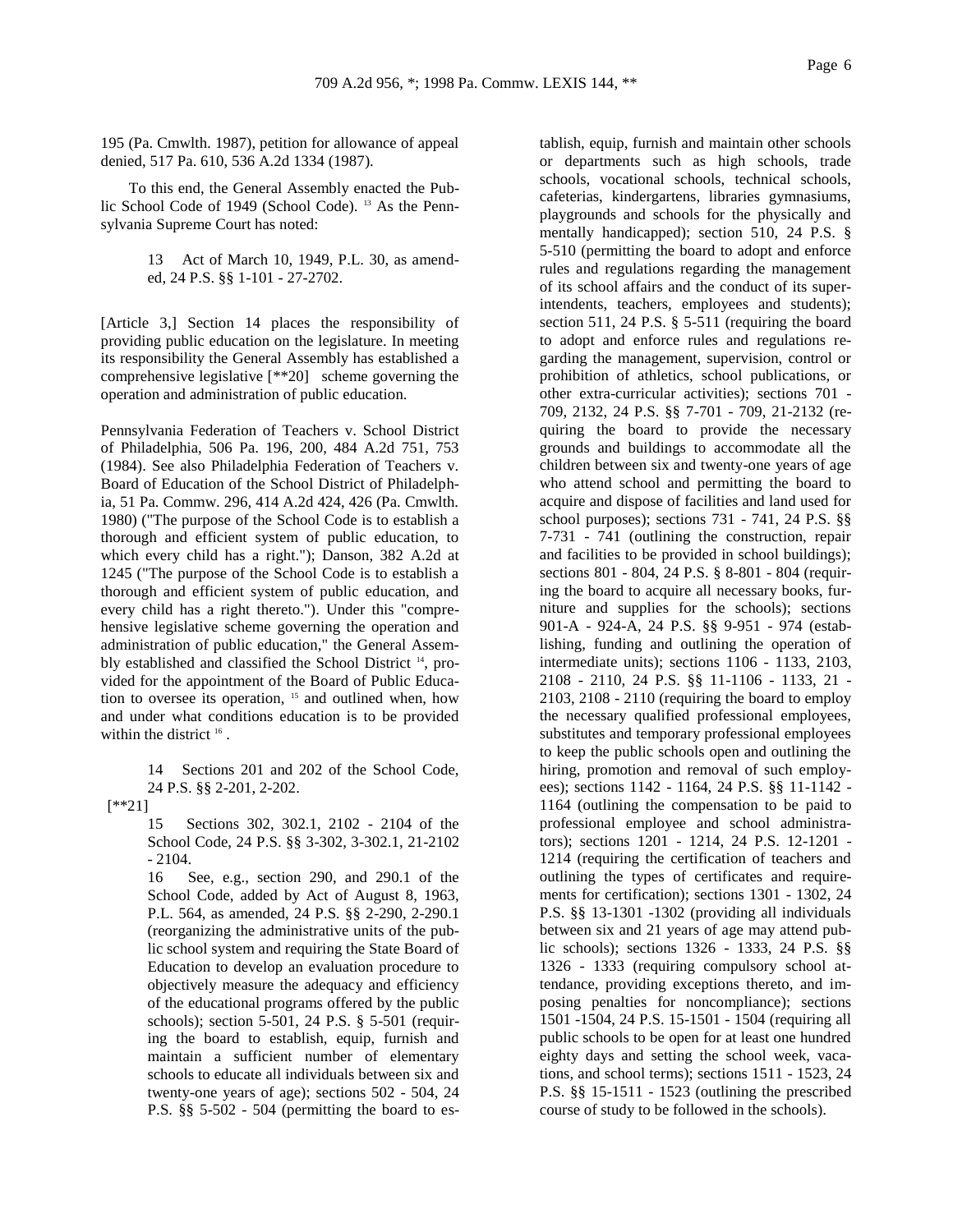195 (Pa. Cmwlth. 1987), petition for allowance of appeal denied, 517 Pa. 610, 536 A.2d 1334 (1987).

To this end, the General Assembly enacted the Public School Code of 1949 (School Code). [13] As the Pennsylvania Supreme Court has noted:

> 13 Act of March 10, 1949, P.L. 30, as amended, 24 P.S. §§ 1-101 - 27-2702.

[Article 3,] Section 14 places the responsibility of providing public education on the legislature. In meeting its responsibility the General Assembly has established a comprehensive legislative [**20] scheme governing the operation and administration of public education.

Pennsylvania Federation of Teachers v. School District of Philadelphia, 506 Pa. 196, 200, 484 A.2d 751, 753 (1984). See also Philadelphia Federation of Teachers v. Board of Education of the School District of Philadelphia, 51 Pa. Commw. 296, 414 A.2d 424, 426 (Pa. Cmwlth. 1980) ("The purpose of the School Code is to establish a thorough and efficient system of public education, to which every child has a right."); Danson, 382 A.2d at 1245 ("The purpose of the School Code is to establish a thorough and efficient system of public education, and every child has a right thereto."). Under this "comprehensive legislative scheme governing the operation and administration of public education," the General Assembly established and classified the School District [14], provided for the appointment of the Board of Public Education to oversee its operation, [15] and outlined when, how and under what conditions education is to be provided within the district [16] .

> 14 Sections 201 and 202 of the School Code, 24 P.S. §§ 2-201, 2-202.

[**21]

> 15 Sections 302, 302.1, 2102 - 2104 of the School Code, 24 P.S. §§ 3-302, 3-302.1, 21-2102 - 2104.
>
> 16 See, e.g., section 290, and 290.1 of the School Code, added by Act of August 8, 1963, P.L. 564, as amended, 24 P.S. §§ 2-290, 2-290.1 (reorganizing the administrative units of the public school system and requiring the State Board of Education to develop an evaluation procedure to objectively measure the adequacy and efficiency of the educational programs offered by the public schools); section 5-501, 24 P.S. § 5-501 (requiring the board to establish, equip, furnish and maintain a sufficient number of elementary schools to educate all individuals between six and twenty-one years of age); sections 502 - 504, 24 P.S. §§ 5-502 - 504 (permitting the board to establish, equip, furnish and maintain other schools or departments such as high schools, trade schools, vocational schools, technical schools, cafeterias, kindergartens, libraries gymnasiums, playgrounds and schools for the physically and mentally handicapped); section 510, 24 P.S. § 5-510 (permitting the board to adopt and enforce rules and regulations regarding the management of its school affairs and the conduct of its superintendents, teachers, employees and students); section 511, 24 P.S. § 5-511 (requiring the board to adopt and enforce rules and regulations regarding the management, supervision, control or prohibition of athletics, school publications, or other extra-curricular activities); sections 701 - 709, 2132, 24 P.S. §§ 7-701 - 709, 21-2132 (requiring the board to provide the necessary grounds and buildings to accommodate all the children between six and twenty-one years of age who attend school and permitting the board to acquire and dispose of facilities and land used for school purposes); sections 731 - 741, 24 P.S. §§ 7-731 - 741 (outlining the construction, repair and facilities to be provided in school buildings); sections 801 - 804, 24 P.S. § 8-801 - 804 (requiring the board to acquire all necessary books, furniture and supplies for the schools); sections 901-A - 924-A, 24 P.S. §§ 9-951 - 974 (establishing, funding and outlining the operation of intermediate units); sections 1106 - 1133, 2103, 2108 - 2110, 24 P.S. §§ 11-1106 - 1133, 21 - 2103, 2108 - 2110 (requiring the board to employ the necessary qualified professional employees, substitutes and temporary professional employees to keep the public schools open and outlining the hiring, promotion and removal of such employees); sections 1142 - 1164, 24 P.S. §§ 11-1142 - 1164 (outlining the compensation to be paid to professional employee and school administrators); sections 1201 - 1214, 24 P.S. 12-1201 - 1214 (requiring the certification of teachers and outlining the types of certificates and requirements for certification); sections 1301 - 1302, 24 P.S. §§ 13-1301 -1302 (providing all individuals between six and 21 years of age may attend public schools); sections 1326 - 1333, 24 P.S. §§ 1326 - 1333 (requiring compulsory school attendance, providing exceptions thereto, and imposing penalties for noncompliance); sections 1501 -1504, 24 P.S. 15-1501 - 1504 (requiring all public schools to be open for at least one hundred eighty days and setting the school week, vacations, and school terms); sections 1511 - 1523, 24 P.S. §§ 15-1511 - 1523 (outlining the prescribed course of study to be followed in the schools).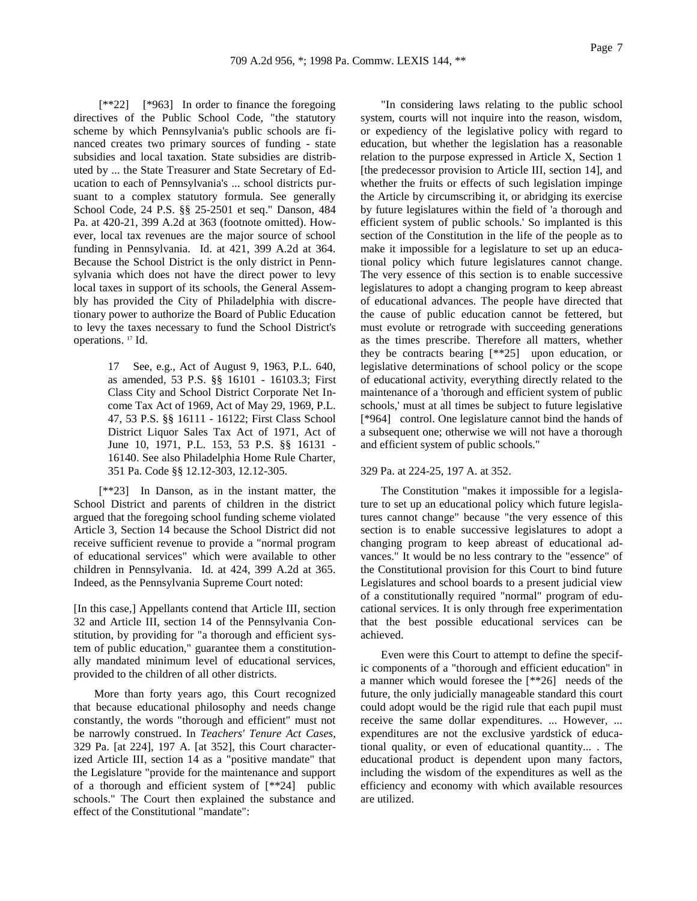[**22] [*963] In order to finance the foregoing directives of the Public School Code, "the statutory scheme by which Pennsylvania's public schools are financed creates two primary sources of funding - state subsidies and local taxation. State subsidies are distributed by ... the State Treasurer and State Secretary of Education to each of Pennsylvania's ... school districts pursuant to a complex statutory formula. See generally School Code, 24 P.S. §§ 25-2501 et seq." Danson, 484 Pa. at 420-21, 399 A.2d at 363 (footnote omitted). However, local tax revenues are the major source of school funding in Pennsylvania. Id. at 421, 399 A.2d at 364. Because the School District is the only district in Pennsylvania which does not have the direct power to levy local taxes in support of its schools, the General Assembly has provided the City of Philadelphia with discretionary power to authorize the Board of Public Education to levy the taxes necessary to fund the School District's operations. [17] Id.

> 17 See, e.g., Act of August 9, 1963, P.L. 640, as amended, 53 P.S. §§ 16101 - 16103.3; First Class City and School District Corporate Net Income Tax Act of 1969, Act of May 29, 1969, P.L. 47, 53 P.S. §§ 16111 - 16122; First Class School District Liquor Sales Tax Act of 1971, Act of June 10, 1971, P.L. 153, 53 P.S. §§ 16131 - 16140. See also Philadelphia Home Rule Charter, 351 Pa. Code §§ 12.12-303, 12.12-305.

[**23] In Danson, as in the instant matter, the School District and parents of children in the district argued that the foregoing school funding scheme violated Article 3, Section 14 because the School District did not receive sufficient revenue to provide a "normal program of educational services" which were available to other children in Pennsylvania. Id. at 424, 399 A.2d at 365. Indeed, as the Pennsylvania Supreme Court noted:

[In this case,] Appellants contend that Article III, section 32 and Article III, section 14 of the Pennsylvania Constitution, by providing for "a thorough and efficient system of public education," guarantee them a constitutionally mandated minimum level of educational services, provided to the children of all other districts.

More than forty years ago, this Court recognized that because educational philosophy and needs change constantly, the words "thorough and efficient" must not be narrowly construed. In *Teachers' Tenure Act Cases*, 329 Pa. [at 224], 197 A. [at 352], this Court characterized Article III, section 14 as a "positive mandate" that the Legislature "provide for the maintenance and support of a thorough and efficient system of [**24] public schools." The Court then explained the substance and effect of the Constitutional "mandate":

"In considering laws relating to the public school system, courts will not inquire into the reason, wisdom, or expediency of the legislative policy with regard to education, but whether the legislation has a reasonable relation to the purpose expressed in Article X, Section 1 [the predecessor provision to Article III, section 14], and whether the fruits or effects of such legislation impinge the Article by circumscribing it, or abridging its exercise by future legislatures within the field of 'a thorough and efficient system of public schools.' So implanted is this section of the Constitution in the life of the people as to make it impossible for a legislature to set up an educational policy which future legislatures cannot change. The very essence of this section is to enable successive legislatures to adopt a changing program to keep abreast of educational advances. The people have directed that the cause of public education cannot be fettered, but must evolute or retrograde with succeeding generations as the times prescribe. Therefore all matters, whether they be contracts bearing [**25] upon education, or legislative determinations of school policy or the scope of educational activity, everything directly related to the maintenance of a 'thorough and efficient system of public schools,' must at all times be subject to future legislative [*964] control. One legislature cannot bind the hands of a subsequent one; otherwise we will not have a thorough and efficient system of public schools."

329 Pa. at 224-25, 197 A. at 352.

The Constitution "makes it impossible for a legislature to set up an educational policy which future legislatures cannot change" because "the very essence of this section is to enable successive legislatures to adopt a changing program to keep abreast of educational advances." It would be no less contrary to the "essence" of the Constitutional provision for this Court to bind future Legislatures and school boards to a present judicial view of a constitutionally required "normal" program of educational services. It is only through free experimentation that the best possible educational services can be achieved.

Even were this Court to attempt to define the specific components of a "thorough and efficient education" in a manner which would foresee the [**26] needs of the future, the only judicially manageable standard this court could adopt would be the rigid rule that each pupil must receive the same dollar expenditures. ... However, ... expenditures are not the exclusive yardstick of educational quality, or even of educational quantity... . The educational product is dependent upon many factors, including the wisdom of the expenditures as well as the efficiency and economy with which available resources are utilized.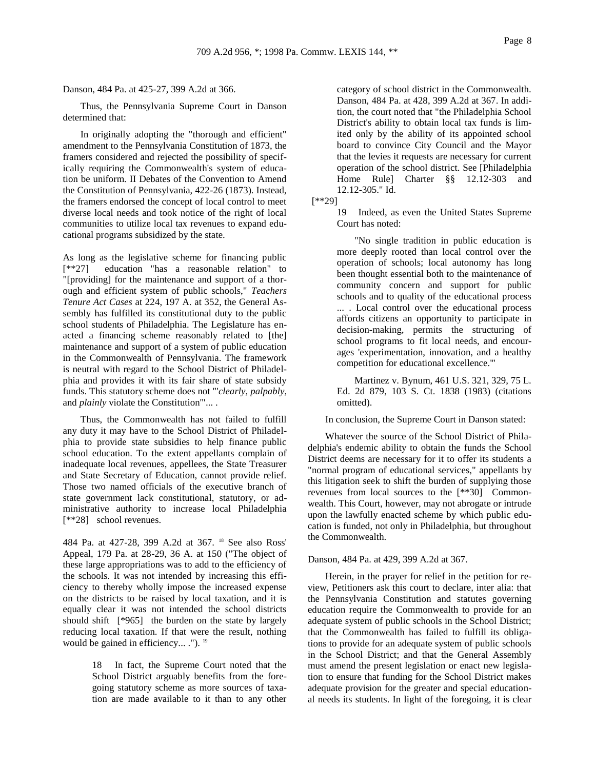Danson, 484 Pa. at 425-27, 399 A.2d at 366.

Thus, the Pennsylvania Supreme Court in Danson determined that:

In originally adopting the "thorough and efficient" amendment to the Pennsylvania Constitution of 1873, the framers considered and rejected the possibility of specifically requiring the Commonwealth's system of education be uniform. II Debates of the Convention to Amend the Constitution of Pennsylvania, 422-26 (1873). Instead, the framers endorsed the concept of local control to meet diverse local needs and took notice of the right of local communities to utilize local tax revenues to expand educational programs subsidized by the state.

As long as the legislative scheme for financing public [**27] education "has a reasonable relation" to "[providing] for the maintenance and support of a thorough and efficient system of public schools," *Teachers Tenure Act Cases* at 224, 197 A. at 352, the General Assembly has fulfilled its constitutional duty to the public school students of Philadelphia. The Legislature has enacted a financing scheme reasonably related to [the] maintenance and support of a system of public education in the Commonwealth of Pennsylvania. The framework is neutral with regard to the School District of Philadelphia and provides it with its fair share of state subsidy funds. This statutory scheme does not "'*clearly, palpably*, and *plainly* violate the Constitution'"... .

Thus, the Commonwealth has not failed to fulfill any duty it may have to the School District of Philadelphia to provide state subsidies to help finance public school education. To the extent appellants complain of inadequate local revenues, appellees, the State Treasurer and State Secretary of Education, cannot provide relief. Those two named officials of the executive branch of state government lack constitutional, statutory, or administrative authority to increase local Philadelphia [**28] school revenues.

484 Pa. at 427-28, 399 A.2d at 367. [18] See also Ross' Appeal, 179 Pa. at 28-29, 36 A. at 150 ("The object of these large appropriations was to add to the efficiency of the schools. It was not intended by increasing this efficiency to thereby wholly impose the increased expense on the districts to be raised by local taxation, and it is equally clear it was not intended the school districts should shift [*965] the burden on the state by largely reducing local taxation. If that were the result, nothing would be gained in efficiency... ."). [19]

> 18 In fact, the Supreme Court noted that the School District arguably benefits from the foregoing statutory scheme as more sources of taxation are made available to it than to any other category of school district in the Commonwealth. Danson, 484 Pa. at 428, 399 A.2d at 367. In addition, the court noted that "the Philadelphia School District's ability to obtain local tax funds is limited only by the ability of its appointed school board to convince City Council and the Mayor that the levies it requests are necessary for current operation of the school district. See [Philadelphia Home Rule] Charter §§ 12.12-303 and 12.12-305." Id.

[**29]

> 19 Indeed, as even the United States Supreme Court has noted:
>
> "No single tradition in public education is more deeply rooted than local control over the operation of schools; local autonomy has long been thought essential both to the maintenance of community concern and support for public schools and to quality of the educational process ... . Local control over the educational process affords citizens an opportunity to participate in decision-making, permits the structuring of school programs to fit local needs, and encourages 'experimentation, innovation, and a healthy competition for educational excellence.'"
>
> Martinez v. Bynum, 461 U.S. 321, 329, 75 L. Ed. 2d 879, 103 S. Ct. 1838 (1983) (citations omitted).

In conclusion, the Supreme Court in Danson stated:

Whatever the source of the School District of Philadelphia's endemic ability to obtain the funds the School District deems are necessary for it to offer its students a "normal program of educational services," appellants by this litigation seek to shift the burden of supplying those revenues from local sources to the [**30] Commonwealth. This Court, however, may not abrogate or intrude upon the lawfully enacted scheme by which public education is funded, not only in Philadelphia, but throughout the Commonwealth.

Danson, 484 Pa. at 429, 399 A.2d at 367.

Herein, in the prayer for relief in the petition for review, Petitioners ask this court to declare, inter alia: that the Pennsylvania Constitution and statutes governing education require the Commonwealth to provide for an adequate system of public schools in the School District; that the Commonwealth has failed to fulfill its obligations to provide for an adequate system of public schools in the School District; and that the General Assembly must amend the present legislation or enact new legislation to ensure that funding for the School District makes adequate provision for the greater and special educational needs its students. In light of the foregoing, it is clear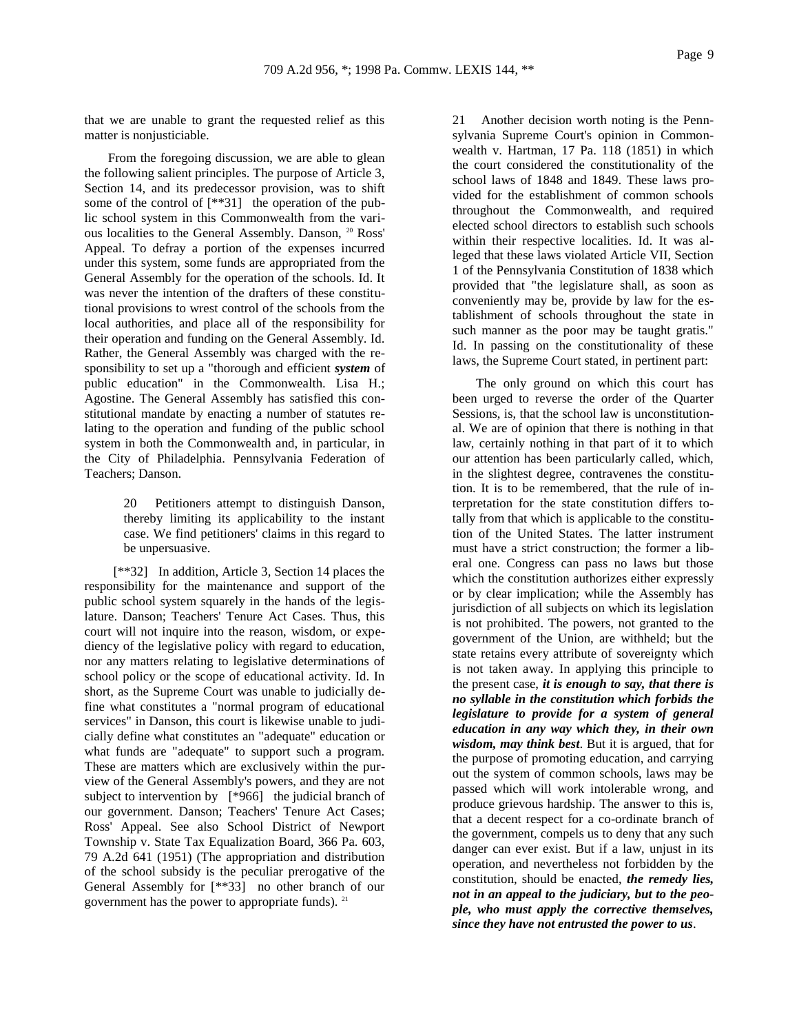that we are unable to grant the requested relief as this matter is nonjusticiable.

From the foregoing discussion, we are able to glean the following salient principles. The purpose of Article 3, Section 14, and its predecessor provision, was to shift some of the control of [**31] the operation of the public school system in this Commonwealth from the various localities to the General Assembly. Danson, [20] Ross' Appeal. To defray a portion of the expenses incurred under this system, some funds are appropriated from the General Assembly for the operation of the schools. Id. It was never the intention of the drafters of these constitutional provisions to wrest control of the schools from the local authorities, and place all of the responsibility for their operation and funding on the General Assembly. Id. Rather, the General Assembly was charged with the responsibility to set up a "thorough and efficient ***system*** of public education" in the Commonwealth. Lisa H.; Agostine. The General Assembly has satisfied this constitutional mandate by enacting a number of statutes relating to the operation and funding of the public school system in both the Commonwealth and, in particular, in the City of Philadelphia. Pennsylvania Federation of Teachers; Danson.

> 20 Petitioners attempt to distinguish Danson, thereby limiting its applicability to the instant case. We find petitioners' claims in this regard to be unpersuasive.

[**32] In addition, Article 3, Section 14 places the responsibility for the maintenance and support of the public school system squarely in the hands of the legislature. Danson; Teachers' Tenure Act Cases. Thus, this court will not inquire into the reason, wisdom, or expediency of the legislative policy with regard to education, nor any matters relating to legislative determinations of school policy or the scope of educational activity. Id. In short, as the Supreme Court was unable to judicially define what constitutes a "normal program of educational services" in Danson, this court is likewise unable to judicially define what constitutes an "adequate" education or what funds are "adequate" to support such a program. These are matters which are exclusively within the purview of the General Assembly's powers, and they are not subject to intervention by [*966] the judicial branch of our government. Danson; Teachers' Tenure Act Cases; Ross' Appeal. See also School District of Newport Township v. State Tax Equalization Board, 366 Pa. 603, 79 A.2d 641 (1951) (The appropriation and distribution of the school subsidy is the peculiar prerogative of the General Assembly for [**33] no other branch of our government has the power to appropriate funds). [21]

21 Another decision worth noting is the Pennsylvania Supreme Court's opinion in Commonwealth v. Hartman, 17 Pa. 118 (1851) in which the court considered the constitutionality of the school laws of 1848 and 1849. These laws provided for the establishment of common schools throughout the Commonwealth, and required elected school directors to establish such schools within their respective localities. Id. It was alleged that these laws violated Article VII, Section 1 of the Pennsylvania Constitution of 1838 which provided that "the legislature shall, as soon as conveniently may be, provide by law for the establishment of schools throughout the state in such manner as the poor may be taught gratis." Id. In passing on the constitutionality of these laws, the Supreme Court stated, in pertinent part:

> The only ground on which this court has been urged to reverse the order of the Quarter Sessions, is, that the school law is unconstitutional. We are of opinion that there is nothing in that law, certainly nothing in that part of it to which our attention has been particularly called, which, in the slightest degree, contravenes the constitution. It is to be remembered, that the rule of interpretation for the state constitution differs totally from that which is applicable to the constitution of the United States. The latter instrument must have a strict construction; the former a liberal one. Congress can pass no laws but those which the constitution authorizes either expressly or by clear implication; while the Assembly has jurisdiction of all subjects on which its legislation is not prohibited. The powers, not granted to the government of the Union, are withheld; but the state retains every attribute of sovereignty which is not taken away. In applying this principle to the present case, ***it is enough to say, that there is no syllable in the constitution which forbids the legislature to provide for a system of general education in any way which they, in their own wisdom, may think best***. But it is argued, that for the purpose of promoting education, and carrying out the system of common schools, laws may be passed which will work intolerable wrong, and produce grievous hardship. The answer to this is, that a decent respect for a co-ordinate branch of the government, compels us to deny that any such danger can ever exist. But if a law, unjust in its operation, and nevertheless not forbidden by the constitution, should be enacted, ***the remedy lies, not in an appeal to the judiciary, but to the people, who must apply the corrective themselves, since they have not entrusted the power to us***.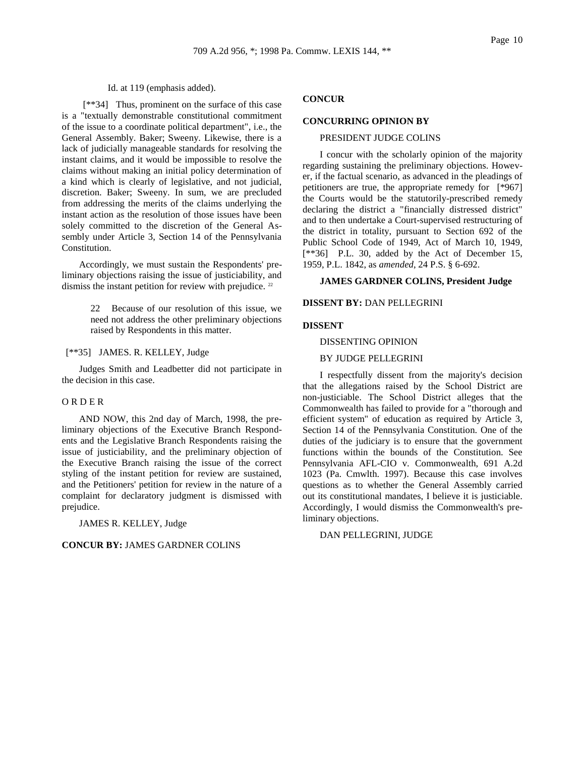Id. at 119 (emphasis added).

[**34] Thus, prominent on the surface of this case is a "textually demonstrable constitutional commitment of the issue to a coordinate political department", i.e., the General Assembly. Baker; Sweeny. Likewise, there is a lack of judicially manageable standards for resolving the instant claims, and it would be impossible to resolve the claims without making an initial policy determination of a kind which is clearly of legislative, and not judicial, discretion. Baker; Sweeny. In sum, we are precluded from addressing the merits of the claims underlying the instant action as the resolution of those issues have been solely committed to the discretion of the General Assembly under Article 3, Section 14 of the Pennsylvania Constitution.

Accordingly, we must sustain the Respondents' preliminary objections raising the issue of justiciability, and dismiss the instant petition for review with prejudice. [22]

> 22 Because of our resolution of this issue, we need not address the other preliminary objections raised by Respondents in this matter.

[**35] JAMES. R. KELLEY, Judge

Judges Smith and Leadbetter did not participate in the decision in this case.

O R D E R

AND NOW, this 2nd day of March, 1998, the preliminary objections of the Executive Branch Respondents and the Legislative Branch Respondents raising the issue of justiciability, and the preliminary objection of the Executive Branch raising the issue of the correct styling of the instant petition for review are sustained, and the Petitioners' petition for review in the nature of a complaint for declaratory judgment is dismissed with prejudice.

JAMES R. KELLEY, Judge

**CONCUR BY:** JAMES GARDNER COLINS

**CONCUR**

**CONCURRING OPINION BY**

PRESIDENT JUDGE COLINS

I concur with the scholarly opinion of the majority regarding sustaining the preliminary objections. However, if the factual scenario, as advanced in the pleadings of petitioners are true, the appropriate remedy for [*967] the Courts would be the statutorily-prescribed remedy declaring the district a "financially distressed district" and to then undertake a Court-supervised restructuring of the district in totality, pursuant to Section 692 of the Public School Code of 1949, Act of March 10, 1949, [**36] P.L. 30, added by the Act of December 15, 1959, P.L. 1842, as *amended*, 24 P.S. § 6-692.

**JAMES GARDNER COLINS, President Judge**

**DISSENT BY:** DAN PELLEGRINI

**DISSENT**

DISSENTING OPINION

BY JUDGE PELLEGRINI

I respectfully dissent from the majority's decision that the allegations raised by the School District are non-justiciable. The School District alleges that the Commonwealth has failed to provide for a "thorough and efficient system" of education as required by Article 3, Section 14 of the Pennsylvania Constitution. One of the duties of the judiciary is to ensure that the government functions within the bounds of the Constitution. See Pennsylvania AFL-CIO v. Commonwealth, 691 A.2d 1023 (Pa. Cmwlth. 1997). Because this case involves questions as to whether the General Assembly carried out its constitutional mandates, I believe it is justiciable. Accordingly, I would dismiss the Commonwealth's preliminary objections.

DAN PELLEGRINI, JUDGE